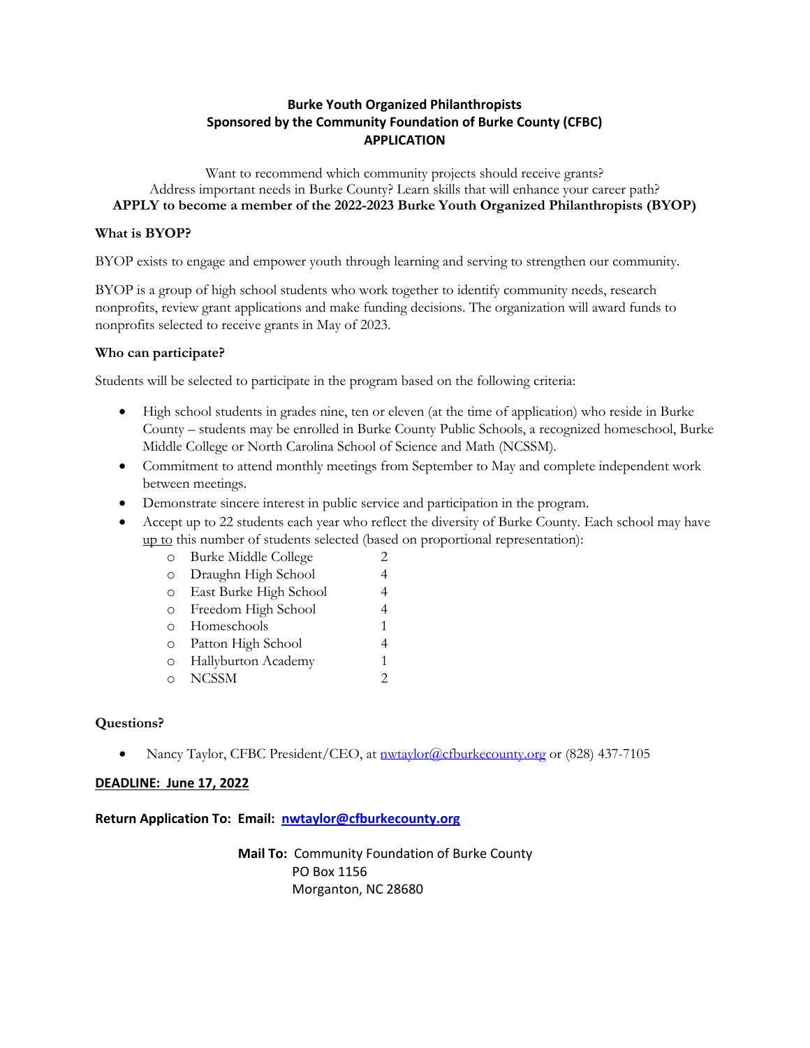**Burke Youth Organized Philanthropists**
**Sponsored by the Community Foundation of Burke County (CFBC)**
**APPLICATION**

Want to recommend which community projects should receive grants?
Address important needs in Burke County? Learn skills that will enhance your career path?
**APPLY to become a member of the 2022-2023 Burke Youth Organized Philanthropists (BYOP)**

**What is BYOP?**

BYOP exists to engage and empower youth through learning and serving to strengthen our community.

BYOP is a group of high school students who work together to identify community needs, research nonprofits, review grant applications and make funding decisions. The organization will award funds to nonprofits selected to receive grants in May of 2023.

**Who can participate?**

Students will be selected to participate in the program based on the following criteria:

- High school students in grades nine, ten or eleven (at the time of application) who reside in Burke County – students may be enrolled in Burke County Public Schools, a recognized homeschool, Burke Middle College or North Carolina School of Science and Math (NCSSM).
- Commitment to attend monthly meetings from September to May and complete independent work between meetings.
- Demonstrate sincere interest in public service and participation in the program.
- Accept up to 22 students each year who reflect the diversity of Burke County. Each school may have up to this number of students selected (based on proportional representation):
  - Burke Middle College 2
  - Draughn High School 4
  - East Burke High School 4
  - Freedom High School 4
  - Homeschools 1
  - Patton High School 4
  - Hallyburton Academy 1
  - NCSSM 2

**Questions?**

- Nancy Taylor, CFBC President/CEO, at nwtaylor@cfburkecounty.org or (828) 437-7105

**DEADLINE: June 17, 2022**

**Return Application To: Email: nwtaylor@cfburkecounty.org**

**Mail To:** Community Foundation of Burke County
PO Box 1156
Morganton, NC 28680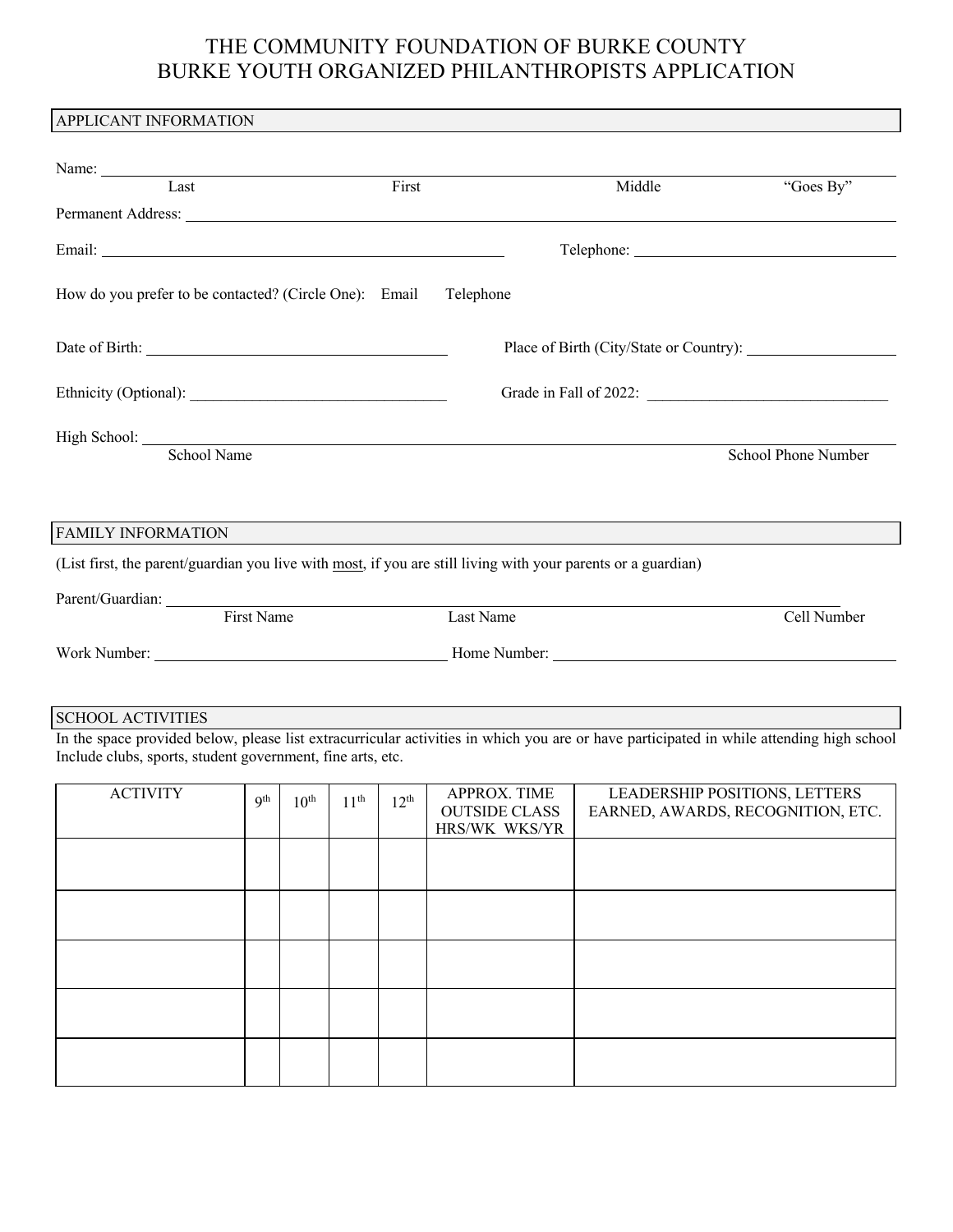# THE COMMUNITY FOUNDATION OF BURKE COUNTY
# BURKE YOUTH ORGANIZED PHILANTHROPISTS APPLICATION

## APPLICANT INFORMATION

Name: ______________________________________________________________
Last First Middle "Goes By"

Permanent Address: ______________________________________________________

Email: ______________________________ Telephone: ______________________

How do you prefer to be contacted? (Circle One): Email Telephone

Date of Birth: ______________________ Place of Birth (City/State or Country): ______________

Ethnicity (Optional): ______________________ Grade in Fall of 2022: ______________________

High School: ______________________________________________________________
School Name School Phone Number

## FAMILY INFORMATION

(List first, the parent/guardian you live with <u>most</u>, if you are still living with your parents or a guardian)

Parent/Guardian: ______________________________________________________
First Name Last Name Cell Number

Work Number: ______________________ Home Number: ______________________

## SCHOOL ACTIVITIES

In the space provided below, please list extracurricular activities in which you are or have participated in while attending high school Include clubs, sports, student government, fine arts, etc.

| ACTIVITY | 9th | 10th | 11th | 12th | APPROX. TIME OUTSIDE CLASS HRS/WK WKS/YR | LEADERSHIP POSITIONS, LETTERS EARNED, AWARDS, RECOGNITION, ETC. |
|---|---|---|---|---|---|---|
| | | | | | | |
| | | | | | | |
| | | | | | | |
| | | | | | | |
| | | | | | | |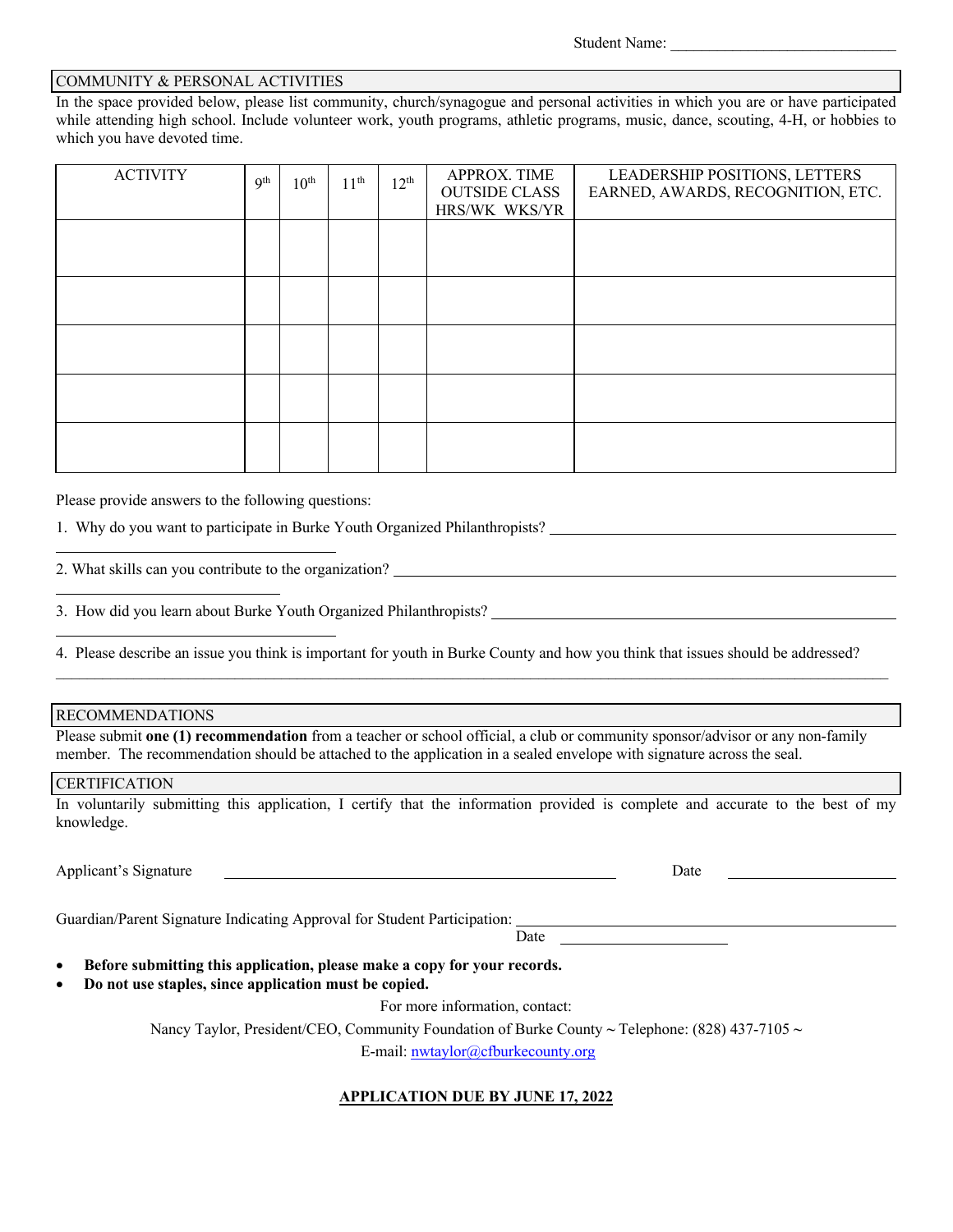Student Name: ______________________________

## COMMUNITY & PERSONAL ACTIVITIES

In the space provided below, please list community, church/synagogue and personal activities in which you are or have participated while attending high school. Include volunteer work, youth programs, athletic programs, music, dance, scouting, 4-H, or hobbies to which you have devoted time.

| ACTIVITY | 9th | 10th | 11th | 12th | APPROX. TIME OUTSIDE CLASS HRS/WK WKS/YR | LEADERSHIP POSITIONS, LETTERS EARNED, AWARDS, RECOGNITION, ETC. |
|---|---|---|---|---|---|---|
| | | | | | | |
| | | | | | | |
| | | | | | | |
| | | | | | | |
| | | | | | | |

Please provide answers to the following questions:

1. Why do you want to participate in Burke Youth Organized Philanthropists? ______________________________

2. What skills can you contribute to the organization? ______________________________

3. How did you learn about Burke Youth Organized Philanthropists? ______________________________

4. Please describe an issue you think is important for youth in Burke County and how you think that issues should be addressed?
______________________________

## RECOMMENDATIONS

Please submit **one (1) recommendation** from a teacher or school official, a club or community sponsor/advisor or any non-family member. The recommendation should be attached to the application in a sealed envelope with signature across the seal.

## CERTIFICATION

In voluntarily submitting this application, I certify that the information provided is complete and accurate to the best of my knowledge.

Applicant's Signature ______________________________ Date ______________

Guardian/Parent Signature Indicating Approval for Student Participation: ______________________________
Date ______________

- **Before submitting this application, please make a copy for your records.**
- **Do not use staples, since application must be copied.**

For more information, contact:

Nancy Taylor, President/CEO, Community Foundation of Burke County ~ Telephone: (828) 437-7105 ~

E-mail: nwtaylor@cfburkecounty.org

**APPLICATION DUE BY JUNE 17, 2022**